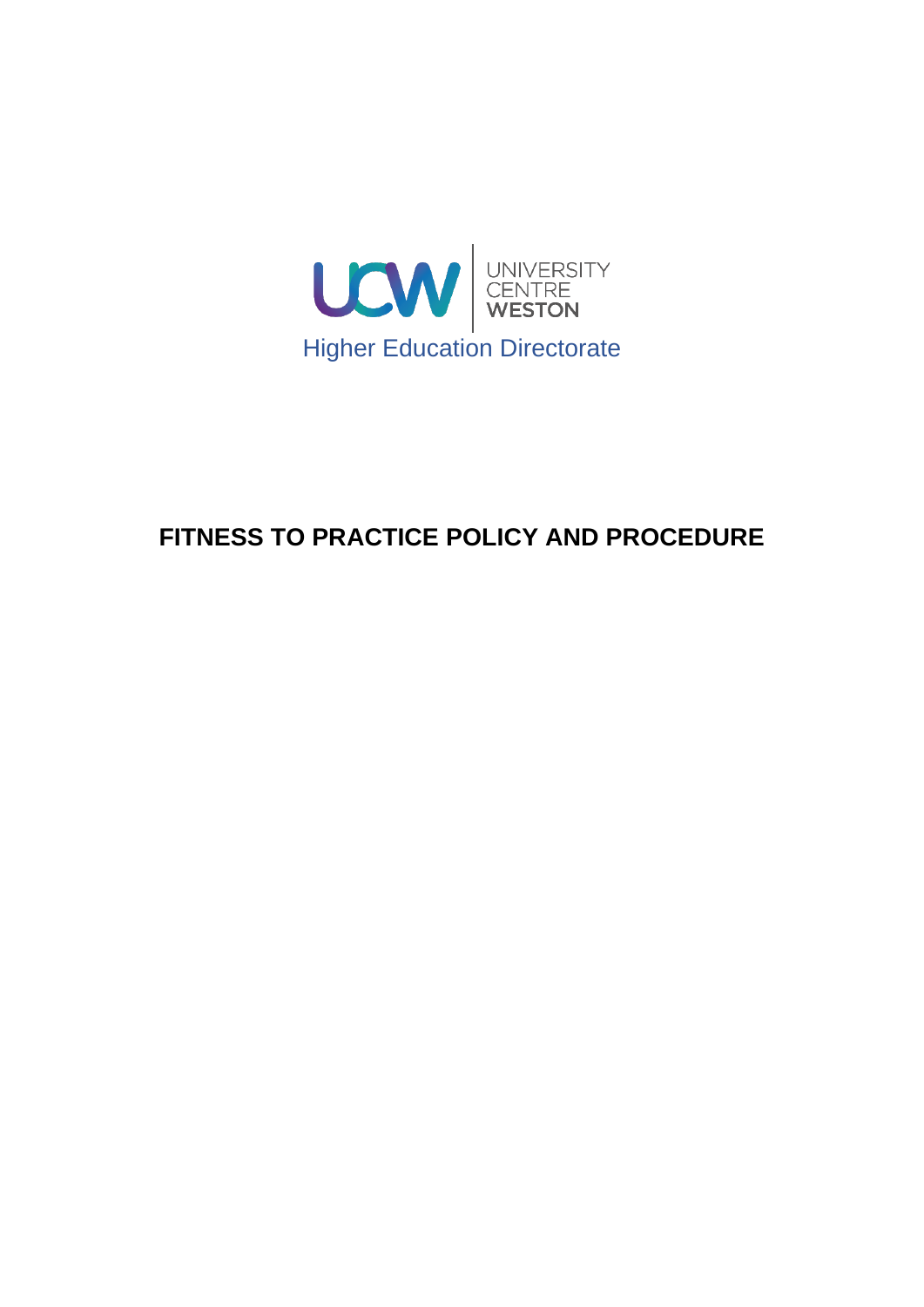UCW | UNIVERSITY CENTRE WESTON

Higher Education Directorate

# FITNESS TO PRACTICE POLICY AND PROCEDURE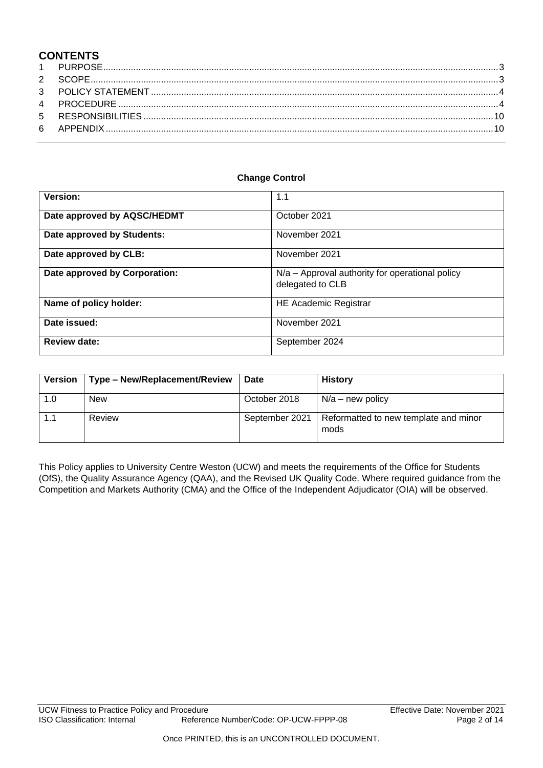## CONTENTS

1 PURPOSE .......... 3
2 SCOPE .......... 3
3 POLICY STATEMENT .......... 4
4 PROCEDURE .......... 4
5 RESPONSIBILITIES .......... 10
6 APPENDIX .......... 10

**Change Control**

| **Version:** | 1.1 |
|---|---|
| **Date approved by AQSC/HEDMT** | October 2021 |
| **Date approved by Students:** | November 2021 |
| **Date approved by CLB:** | November 2021 |
| **Date approved by Corporation:** | N/a – Approval authority for operational policy delegated to CLB |
| **Name of policy holder:** | HE Academic Registrar |
| **Date issued:** | November 2021 |
| **Review date:** | September 2024 |

| **Version** | **Type – New/Replacement/Review** | **Date** | **History** |
|---|---|---|---|
| 1.0 | New | October 2018 | N/a – new policy |
| 1.1 | Review | September 2021 | Reformatted to new template and minor mods |

This Policy applies to University Centre Weston (UCW) and meets the requirements of the Office for Students (OfS), the Quality Assurance Agency (QAA), and the Revised UK Quality Code. Where required guidance from the Competition and Markets Authority (CMA) and the Office of the Independent Adjudicator (OIA) will be observed.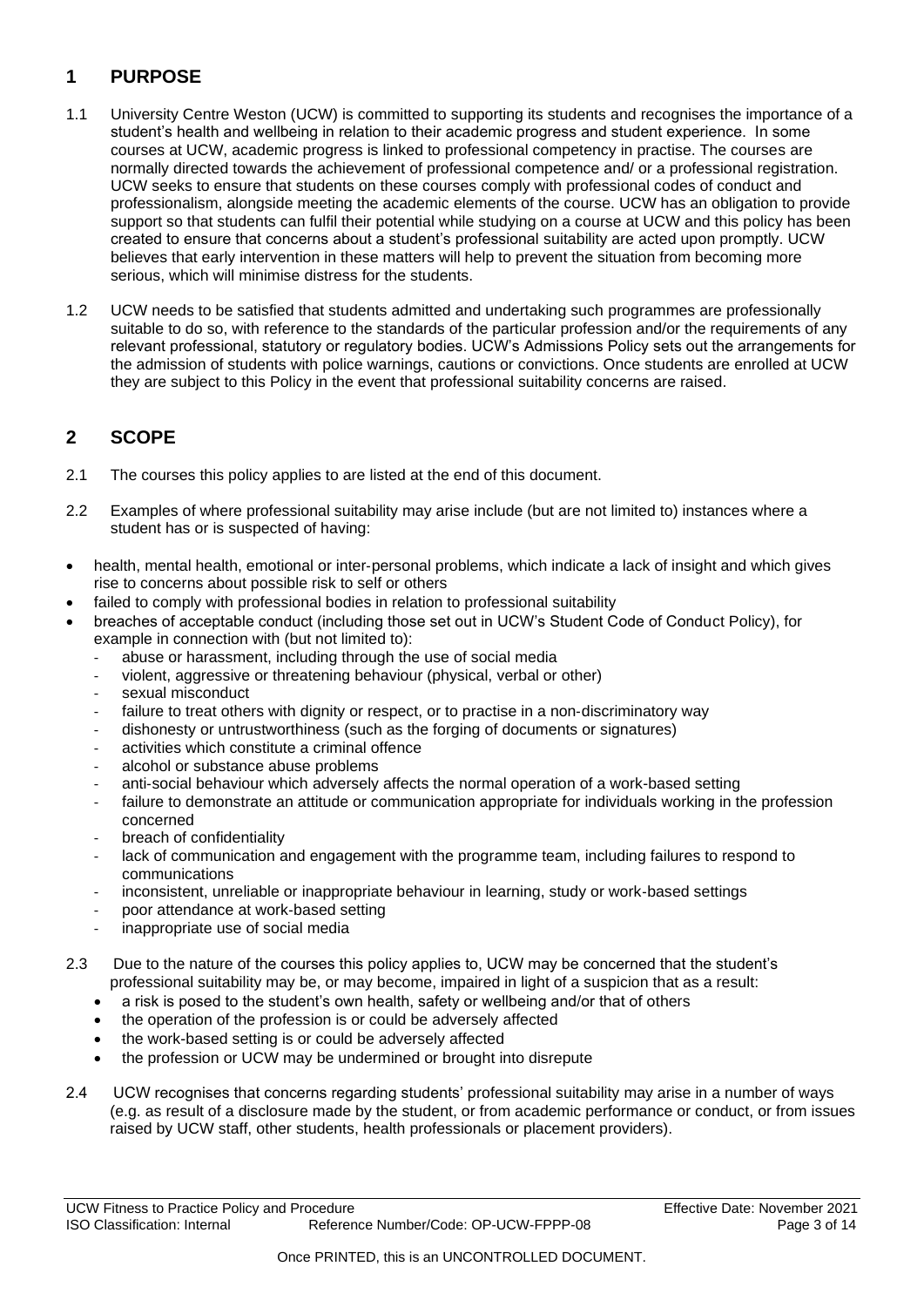## 1 PURPOSE

1.1 University Centre Weston (UCW) is committed to supporting its students and recognises the importance of a student's health and wellbeing in relation to their academic progress and student experience. In some courses at UCW, academic progress is linked to professional competency in practise. The courses are normally directed towards the achievement of professional competence and/ or a professional registration. UCW seeks to ensure that students on these courses comply with professional codes of conduct and professionalism, alongside meeting the academic elements of the course. UCW has an obligation to provide support so that students can fulfil their potential while studying on a course at UCW and this policy has been created to ensure that concerns about a student's professional suitability are acted upon promptly. UCW believes that early intervention in these matters will help to prevent the situation from becoming more serious, which will minimise distress for the students.

1.2 UCW needs to be satisfied that students admitted and undertaking such programmes are professionally suitable to do so, with reference to the standards of the particular profession and/or the requirements of any relevant professional, statutory or regulatory bodies. UCW's Admissions Policy sets out the arrangements for the admission of students with police warnings, cautions or convictions. Once students are enrolled at UCW they are subject to this Policy in the event that professional suitability concerns are raised.

## 2 SCOPE

2.1 The courses this policy applies to are listed at the end of this document.

2.2 Examples of where professional suitability may arise include (but are not limited to) instances where a student has or is suspected of having:

- health, mental health, emotional or inter-personal problems, which indicate a lack of insight and which gives rise to concerns about possible risk to self or others
- failed to comply with professional bodies in relation to professional suitability
- breaches of acceptable conduct (including those set out in UCW's Student Code of Conduct Policy), for example in connection with (but not limited to):
  - abuse or harassment, including through the use of social media
  - violent, aggressive or threatening behaviour (physical, verbal or other)
  - sexual misconduct
  - failure to treat others with dignity or respect, or to practise in a non-discriminatory way
  - dishonesty or untrustworthiness (such as the forging of documents or signatures)
  - activities which constitute a criminal offence
  - alcohol or substance abuse problems
  - anti-social behaviour which adversely affects the normal operation of a work-based setting
  - failure to demonstrate an attitude or communication appropriate for individuals working in the profession concerned
  - breach of confidentiality
  - lack of communication and engagement with the programme team, including failures to respond to communications
  - inconsistent, unreliable or inappropriate behaviour in learning, study or work-based settings
  - poor attendance at work-based setting
  - inappropriate use of social media

2.3 Due to the nature of the courses this policy applies to, UCW may be concerned that the student's professional suitability may be, or may become, impaired in light of a suspicion that as a result:

- a risk is posed to the student's own health, safety or wellbeing and/or that of others
- the operation of the profession is or could be adversely affected
- the work-based setting is or could be adversely affected
- the profession or UCW may be undermined or brought into disrepute

2.4 UCW recognises that concerns regarding students' professional suitability may arise in a number of ways (e.g. as result of a disclosure made by the student, or from academic performance or conduct, or from issues raised by UCW staff, other students, health professionals or placement providers).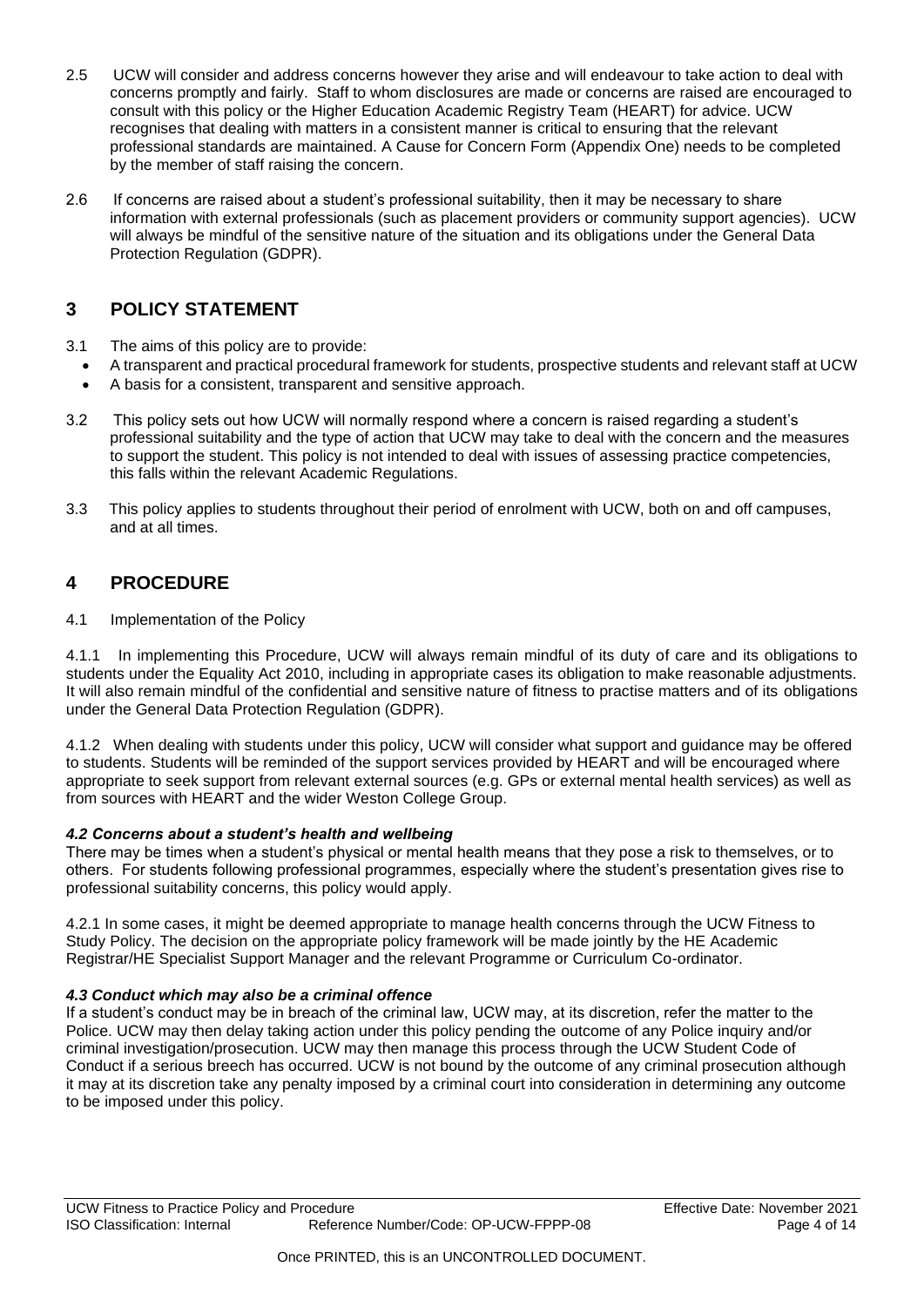2.5 UCW will consider and address concerns however they arise and will endeavour to take action to deal with concerns promptly and fairly. Staff to whom disclosures are made or concerns are raised are encouraged to consult with this policy or the Higher Education Academic Registry Team (HEART) for advice. UCW recognises that dealing with matters in a consistent manner is critical to ensuring that the relevant professional standards are maintained. A Cause for Concern Form (Appendix One) needs to be completed by the member of staff raising the concern.

2.6 If concerns are raised about a student's professional suitability, then it may be necessary to share information with external professionals (such as placement providers or community support agencies). UCW will always be mindful of the sensitive nature of the situation and its obligations under the General Data Protection Regulation (GDPR).

## 3 POLICY STATEMENT

3.1 The aims of this policy are to provide:

- A transparent and practical procedural framework for students, prospective students and relevant staff at UCW
- A basis for a consistent, transparent and sensitive approach.

3.2 This policy sets out how UCW will normally respond where a concern is raised regarding a student's professional suitability and the type of action that UCW may take to deal with the concern and the measures to support the student. This policy is not intended to deal with issues of assessing practice competencies, this falls within the relevant Academic Regulations.

3.3 This policy applies to students throughout their period of enrolment with UCW, both on and off campuses, and at all times.

## 4 PROCEDURE

4.1 Implementation of the Policy

4.1.1 In implementing this Procedure, UCW will always remain mindful of its duty of care and its obligations to students under the Equality Act 2010, including in appropriate cases its obligation to make reasonable adjustments. It will also remain mindful of the confidential and sensitive nature of fitness to practise matters and of its obligations under the General Data Protection Regulation (GDPR).

4.1.2 When dealing with students under this policy, UCW will consider what support and guidance may be offered to students. Students will be reminded of the support services provided by HEART and will be encouraged where appropriate to seek support from relevant external sources (e.g. GPs or external mental health services) as well as from sources with HEART and the wider Weston College Group.

***4.2 Concerns about a student's health and wellbeing***

There may be times when a student's physical or mental health means that they pose a risk to themselves, or to others. For students following professional programmes, especially where the student's presentation gives rise to professional suitability concerns, this policy would apply.

4.2.1 In some cases, it might be deemed appropriate to manage health concerns through the UCW Fitness to Study Policy. The decision on the appropriate policy framework will be made jointly by the HE Academic Registrar/HE Specialist Support Manager and the relevant Programme or Curriculum Co-ordinator.

***4.3 Conduct which may also be a criminal offence***

If a student's conduct may be in breach of the criminal law, UCW may, at its discretion, refer the matter to the Police. UCW may then delay taking action under this policy pending the outcome of any Police inquiry and/or criminal investigation/prosecution. UCW may then manage this process through the UCW Student Code of Conduct if a serious breech has occurred. UCW is not bound by the outcome of any criminal prosecution although it may at its discretion take any penalty imposed by a criminal court into consideration in determining any outcome to be imposed under this policy.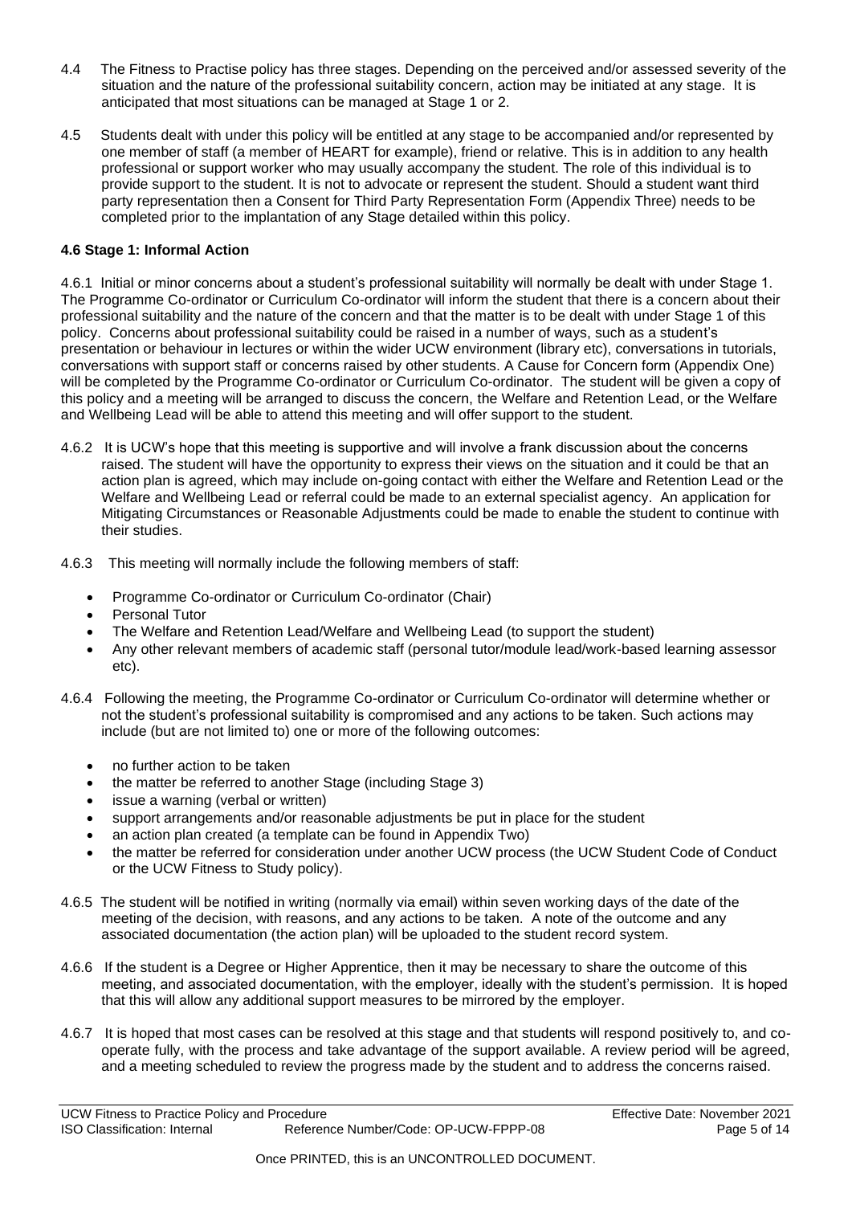4.4 The Fitness to Practise policy has three stages. Depending on the perceived and/or assessed severity of the situation and the nature of the professional suitability concern, action may be initiated at any stage. It is anticipated that most situations can be managed at Stage 1 or 2.

4.5 Students dealt with under this policy will be entitled at any stage to be accompanied and/or represented by one member of staff (a member of HEART for example), friend or relative. This is in addition to any health professional or support worker who may usually accompany the student. The role of this individual is to provide support to the student. It is not to advocate or represent the student. Should a student want third party representation then a Consent for Third Party Representation Form (Appendix Three) needs to be completed prior to the implantation of any Stage detailed within this policy.

**4.6 Stage 1: Informal Action**

4.6.1 Initial or minor concerns about a student's professional suitability will normally be dealt with under Stage 1. The Programme Co-ordinator or Curriculum Co-ordinator will inform the student that there is a concern about their professional suitability and the nature of the concern and that the matter is to be dealt with under Stage 1 of this policy. Concerns about professional suitability could be raised in a number of ways, such as a student's presentation or behaviour in lectures or within the wider UCW environment (library etc), conversations in tutorials, conversations with support staff or concerns raised by other students. A Cause for Concern form (Appendix One) will be completed by the Programme Co-ordinator or Curriculum Co-ordinator. The student will be given a copy of this policy and a meeting will be arranged to discuss the concern, the Welfare and Retention Lead, or the Welfare and Wellbeing Lead will be able to attend this meeting and will offer support to the student.

4.6.2 It is UCW's hope that this meeting is supportive and will involve a frank discussion about the concerns raised. The student will have the opportunity to express their views on the situation and it could be that an action plan is agreed, which may include on-going contact with either the Welfare and Retention Lead or the Welfare and Wellbeing Lead or referral could be made to an external specialist agency. An application for Mitigating Circumstances or Reasonable Adjustments could be made to enable the student to continue with their studies.

4.6.3 This meeting will normally include the following members of staff:

- Programme Co-ordinator or Curriculum Co-ordinator (Chair)
- Personal Tutor
- The Welfare and Retention Lead/Welfare and Wellbeing Lead (to support the student)
- Any other relevant members of academic staff (personal tutor/module lead/work-based learning assessor etc).

4.6.4 Following the meeting, the Programme Co-ordinator or Curriculum Co-ordinator will determine whether or not the student's professional suitability is compromised and any actions to be taken. Such actions may include (but are not limited to) one or more of the following outcomes:

- no further action to be taken
- the matter be referred to another Stage (including Stage 3)
- issue a warning (verbal or written)
- support arrangements and/or reasonable adjustments be put in place for the student
- an action plan created (a template can be found in Appendix Two)
- the matter be referred for consideration under another UCW process (the UCW Student Code of Conduct or the UCW Fitness to Study policy).

4.6.5 The student will be notified in writing (normally via email) within seven working days of the date of the meeting of the decision, with reasons, and any actions to be taken. A note of the outcome and any associated documentation (the action plan) will be uploaded to the student record system.

4.6.6 If the student is a Degree or Higher Apprentice, then it may be necessary to share the outcome of this meeting, and associated documentation, with the employer, ideally with the student's permission. It is hoped that this will allow any additional support measures to be mirrored by the employer.

4.6.7 It is hoped that most cases can be resolved at this stage and that students will respond positively to, and co-operate fully, with the process and take advantage of the support available. A review period will be agreed, and a meeting scheduled to review the progress made by the student and to address the concerns raised.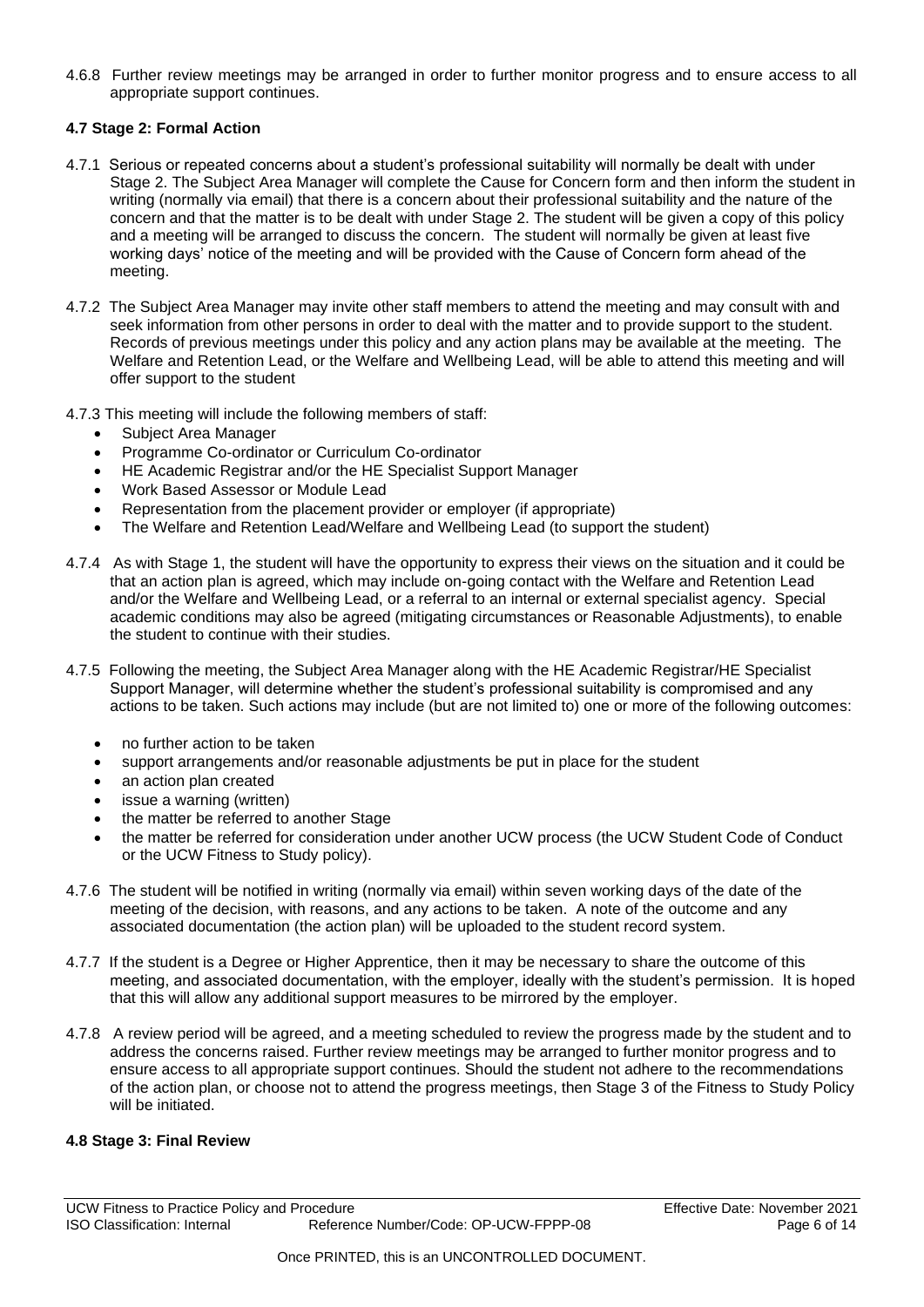4.6.8 Further review meetings may be arranged in order to further monitor progress and to ensure access to all appropriate support continues.

### 4.7 Stage 2: Formal Action

4.7.1 Serious or repeated concerns about a student's professional suitability will normally be dealt with under Stage 2. The Subject Area Manager will complete the Cause for Concern form and then inform the student in writing (normally via email) that there is a concern about their professional suitability and the nature of the concern and that the matter is to be dealt with under Stage 2. The student will be given a copy of this policy and a meeting will be arranged to discuss the concern. The student will normally be given at least five working days' notice of the meeting and will be provided with the Cause of Concern form ahead of the meeting.

4.7.2 The Subject Area Manager may invite other staff members to attend the meeting and may consult with and seek information from other persons in order to deal with the matter and to provide support to the student. Records of previous meetings under this policy and any action plans may be available at the meeting. The Welfare and Retention Lead, or the Welfare and Wellbeing Lead, will be able to attend this meeting and will offer support to the student

4.7.3 This meeting will include the following members of staff:

- Subject Area Manager
- Programme Co-ordinator or Curriculum Co-ordinator
- HE Academic Registrar and/or the HE Specialist Support Manager
- Work Based Assessor or Module Lead
- Representation from the placement provider or employer (if appropriate)
- The Welfare and Retention Lead/Welfare and Wellbeing Lead (to support the student)

4.7.4 As with Stage 1, the student will have the opportunity to express their views on the situation and it could be that an action plan is agreed, which may include on-going contact with the Welfare and Retention Lead and/or the Welfare and Wellbeing Lead, or a referral to an internal or external specialist agency. Special academic conditions may also be agreed (mitigating circumstances or Reasonable Adjustments), to enable the student to continue with their studies.

4.7.5 Following the meeting, the Subject Area Manager along with the HE Academic Registrar/HE Specialist Support Manager, will determine whether the student's professional suitability is compromised and any actions to be taken. Such actions may include (but are not limited to) one or more of the following outcomes:

- no further action to be taken
- support arrangements and/or reasonable adjustments be put in place for the student
- an action plan created
- issue a warning (written)
- the matter be referred to another Stage
- the matter be referred for consideration under another UCW process (the UCW Student Code of Conduct or the UCW Fitness to Study policy).

4.7.6 The student will be notified in writing (normally via email) within seven working days of the date of the meeting of the decision, with reasons, and any actions to be taken. A note of the outcome and any associated documentation (the action plan) will be uploaded to the student record system.

4.7.7 If the student is a Degree or Higher Apprentice, then it may be necessary to share the outcome of this meeting, and associated documentation, with the employer, ideally with the student's permission. It is hoped that this will allow any additional support measures to be mirrored by the employer.

4.7.8 A review period will be agreed, and a meeting scheduled to review the progress made by the student and to address the concerns raised. Further review meetings may be arranged to further monitor progress and to ensure access to all appropriate support continues. Should the student not adhere to the recommendations of the action plan, or choose not to attend the progress meetings, then Stage 3 of the Fitness to Study Policy will be initiated.

### 4.8 Stage 3: Final Review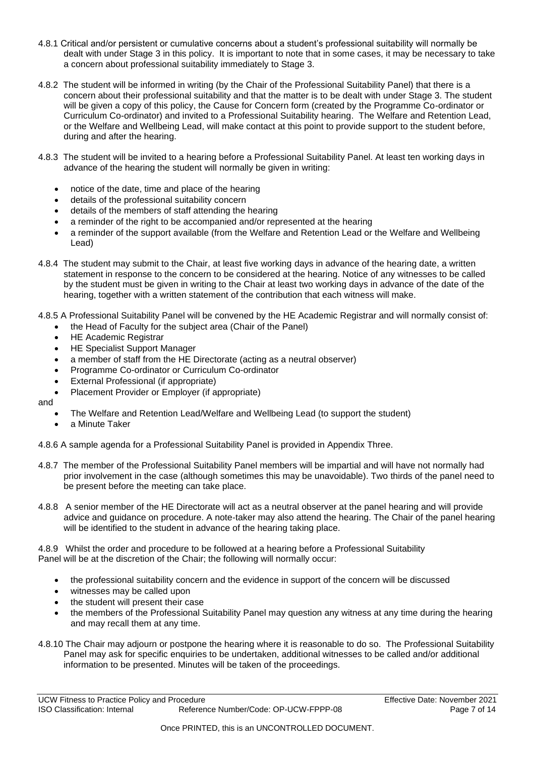4.8.1 Critical and/or persistent or cumulative concerns about a student's professional suitability will normally be dealt with under Stage 3 in this policy. It is important to note that in some cases, it may be necessary to take a concern about professional suitability immediately to Stage 3.

4.8.2 The student will be informed in writing (by the Chair of the Professional Suitability Panel) that there is a concern about their professional suitability and that the matter is to be dealt with under Stage 3. The student will be given a copy of this policy, the Cause for Concern form (created by the Programme Co-ordinator or Curriculum Co-ordinator) and invited to a Professional Suitability hearing. The Welfare and Retention Lead, or the Welfare and Wellbeing Lead, will make contact at this point to provide support to the student before, during and after the hearing.

4.8.3 The student will be invited to a hearing before a Professional Suitability Panel. At least ten working days in advance of the hearing the student will normally be given in writing:

- notice of the date, time and place of the hearing
- details of the professional suitability concern
- details of the members of staff attending the hearing
- a reminder of the right to be accompanied and/or represented at the hearing
- a reminder of the support available (from the Welfare and Retention Lead or the Welfare and Wellbeing Lead)

4.8.4 The student may submit to the Chair, at least five working days in advance of the hearing date, a written statement in response to the concern to be considered at the hearing. Notice of any witnesses to be called by the student must be given in writing to the Chair at least two working days in advance of the date of the hearing, together with a written statement of the contribution that each witness will make.

4.8.5 A Professional Suitability Panel will be convened by the HE Academic Registrar and will normally consist of:

- the Head of Faculty for the subject area (Chair of the Panel)
- HE Academic Registrar
- HE Specialist Support Manager
- a member of staff from the HE Directorate (acting as a neutral observer)
- Programme Co-ordinator or Curriculum Co-ordinator
- External Professional (if appropriate)
- Placement Provider or Employer (if appropriate)

and

- The Welfare and Retention Lead/Welfare and Wellbeing Lead (to support the student)
- a Minute Taker

4.8.6 A sample agenda for a Professional Suitability Panel is provided in Appendix Three.

4.8.7 The member of the Professional Suitability Panel members will be impartial and will have not normally had prior involvement in the case (although sometimes this may be unavoidable). Two thirds of the panel need to be present before the meeting can take place.

4.8.8 A senior member of the HE Directorate will act as a neutral observer at the panel hearing and will provide advice and guidance on procedure. A note-taker may also attend the hearing. The Chair of the panel hearing will be identified to the student in advance of the hearing taking place.

4.8.9 Whilst the order and procedure to be followed at a hearing before a Professional Suitability Panel will be at the discretion of the Chair; the following will normally occur:

- the professional suitability concern and the evidence in support of the concern will be discussed
- witnesses may be called upon
- the student will present their case
- the members of the Professional Suitability Panel may question any witness at any time during the hearing and may recall them at any time.

4.8.10 The Chair may adjourn or postpone the hearing where it is reasonable to do so. The Professional Suitability Panel may ask for specific enquiries to be undertaken, additional witnesses to be called and/or additional information to be presented. Minutes will be taken of the proceedings.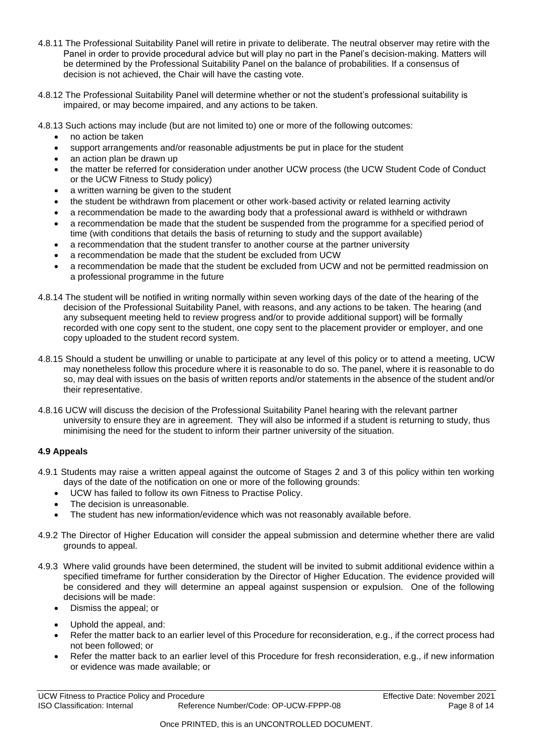4.8.11 The Professional Suitability Panel will retire in private to deliberate. The neutral observer may retire with the Panel in order to provide procedural advice but will play no part in the Panel's decision-making. Matters will be determined by the Professional Suitability Panel on the balance of probabilities. If a consensus of decision is not achieved, the Chair will have the casting vote.

4.8.12 The Professional Suitability Panel will determine whether or not the student's professional suitability is impaired, or may become impaired, and any actions to be taken.

4.8.13 Such actions may include (but are not limited to) one or more of the following outcomes:

- no action be taken
- support arrangements and/or reasonable adjustments be put in place for the student
- an action plan be drawn up
- the matter be referred for consideration under another UCW process (the UCW Student Code of Conduct or the UCW Fitness to Study policy)
- a written warning be given to the student
- the student be withdrawn from placement or other work-based activity or related learning activity
- a recommendation be made to the awarding body that a professional award is withheld or withdrawn
- a recommendation be made that the student be suspended from the programme for a specified period of time (with conditions that details the basis of returning to study and the support available)
- a recommendation that the student transfer to another course at the partner university
- a recommendation be made that the student be excluded from UCW
- a recommendation be made that the student be excluded from UCW and not be permitted readmission on a professional programme in the future

4.8.14 The student will be notified in writing normally within seven working days of the date of the hearing of the decision of the Professional Suitability Panel, with reasons, and any actions to be taken. The hearing (and any subsequent meeting held to review progress and/or to provide additional support) will be formally recorded with one copy sent to the student, one copy sent to the placement provider or employer, and one copy uploaded to the student record system.

4.8.15 Should a student be unwilling or unable to participate at any level of this policy or to attend a meeting, UCW may nonetheless follow this procedure where it is reasonable to do so. The panel, where it is reasonable to do so, may deal with issues on the basis of written reports and/or statements in the absence of the student and/or their representative.

4.8.16 UCW will discuss the decision of the Professional Suitability Panel hearing with the relevant partner university to ensure they are in agreement. They will also be informed if a student is returning to study, thus minimising the need for the student to inform their partner university of the situation.

**4.9 Appeals**

4.9.1 Students may raise a written appeal against the outcome of Stages 2 and 3 of this policy within ten working days of the date of the notification on one or more of the following grounds:

- UCW has failed to follow its own Fitness to Practise Policy.
- The decision is unreasonable.
- The student has new information/evidence which was not reasonably available before.

4.9.2 The Director of Higher Education will consider the appeal submission and determine whether there are valid grounds to appeal.

4.9.3 Where valid grounds have been determined, the student will be invited to submit additional evidence within a specified timeframe for further consideration by the Director of Higher Education. The evidence provided will be considered and they will determine an appeal against suspension or expulsion. One of the following decisions will be made:

- Dismiss the appeal; or
- Uphold the appeal, and:
- Refer the matter back to an earlier level of this Procedure for reconsideration, e.g., if the correct process had not been followed; or
- Refer the matter back to an earlier level of this Procedure for fresh reconsideration, e.g., if new information or evidence was made available; or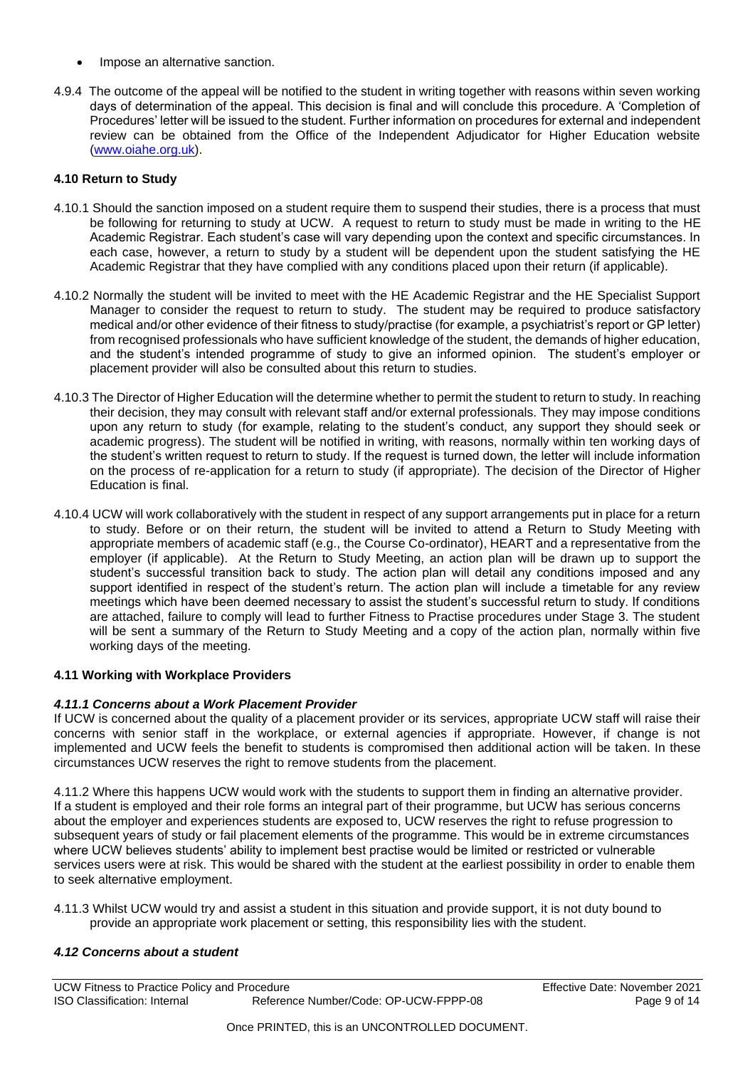- Impose an alternative sanction.

4.9.4 The outcome of the appeal will be notified to the student in writing together with reasons within seven working days of determination of the appeal. This decision is final and will conclude this procedure. A 'Completion of Procedures' letter will be issued to the student. Further information on procedures for external and independent review can be obtained from the Office of the Independent Adjudicator for Higher Education website (www.oiahe.org.uk).

**4.10 Return to Study**

4.10.1 Should the sanction imposed on a student require them to suspend their studies, there is a process that must be following for returning to study at UCW. A request to return to study must be made in writing to the HE Academic Registrar. Each student's case will vary depending upon the context and specific circumstances. In each case, however, a return to study by a student will be dependent upon the student satisfying the HE Academic Registrar that they have complied with any conditions placed upon their return (if applicable).

4.10.2 Normally the student will be invited to meet with the HE Academic Registrar and the HE Specialist Support Manager to consider the request to return to study. The student may be required to produce satisfactory medical and/or other evidence of their fitness to study/practise (for example, a psychiatrist's report or GP letter) from recognised professionals who have sufficient knowledge of the student, the demands of higher education, and the student's intended programme of study to give an informed opinion. The student's employer or placement provider will also be consulted about this return to studies.

4.10.3 The Director of Higher Education will the determine whether to permit the student to return to study. In reaching their decision, they may consult with relevant staff and/or external professionals. They may impose conditions upon any return to study (for example, relating to the student's conduct, any support they should seek or academic progress). The student will be notified in writing, with reasons, normally within ten working days of the student's written request to return to study. If the request is turned down, the letter will include information on the process of re-application for a return to study (if appropriate). The decision of the Director of Higher Education is final.

4.10.4 UCW will work collaboratively with the student in respect of any support arrangements put in place for a return to study. Before or on their return, the student will be invited to attend a Return to Study Meeting with appropriate members of academic staff (e.g., the Course Co-ordinator), HEART and a representative from the employer (if applicable). At the Return to Study Meeting, an action plan will be drawn up to support the student's successful transition back to study. The action plan will detail any conditions imposed and any support identified in respect of the student's return. The action plan will include a timetable for any review meetings which have been deemed necessary to assist the student's successful return to study. If conditions are attached, failure to comply will lead to further Fitness to Practise procedures under Stage 3. The student will be sent a summary of the Return to Study Meeting and a copy of the action plan, normally within five working days of the meeting.

**4.11 Working with Workplace Providers**

***4.11.1 Concerns about a Work Placement Provider***

If UCW is concerned about the quality of a placement provider or its services, appropriate UCW staff will raise their concerns with senior staff in the workplace, or external agencies if appropriate. However, if change is not implemented and UCW feels the benefit to students is compromised then additional action will be taken. In these circumstances UCW reserves the right to remove students from the placement.

4.11.2 Where this happens UCW would work with the students to support them in finding an alternative provider. If a student is employed and their role forms an integral part of their programme, but UCW has serious concerns about the employer and experiences students are exposed to, UCW reserves the right to refuse progression to subsequent years of study or fail placement elements of the programme. This would be in extreme circumstances where UCW believes students' ability to implement best practise would be limited or restricted or vulnerable services users were at risk. This would be shared with the student at the earliest possibility in order to enable them to seek alternative employment.

4.11.3 Whilst UCW would try and assist a student in this situation and provide support, it is not duty bound to provide an appropriate work placement or setting, this responsibility lies with the student.

***4.12 Concerns about a student***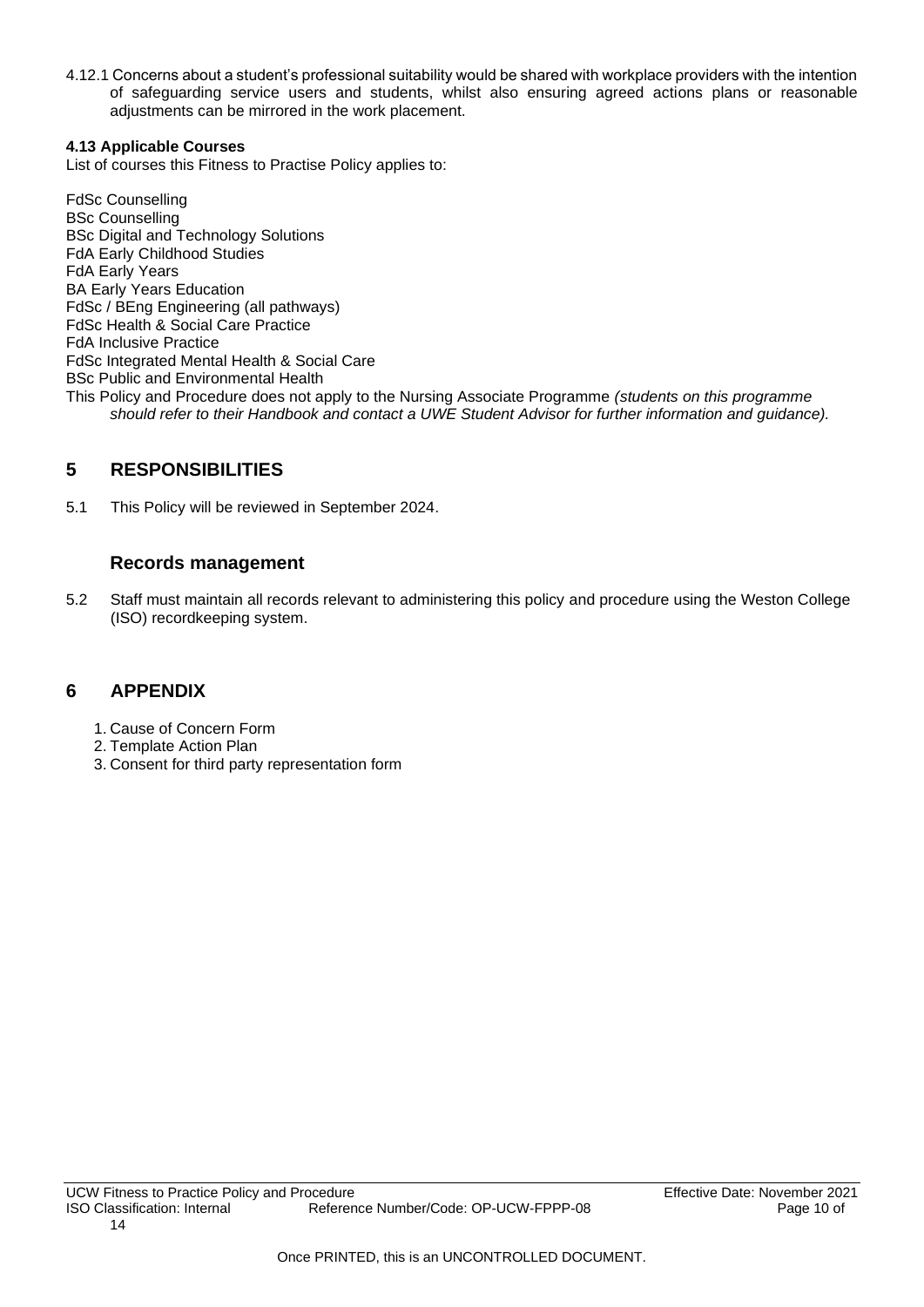4.12.1 Concerns about a student's professional suitability would be shared with workplace providers with the intention of safeguarding service users and students, whilst also ensuring agreed actions plans or reasonable adjustments can be mirrored in the work placement.

**4.13 Applicable Courses**

List of courses this Fitness to Practise Policy applies to:

FdSc Counselling
BSc Counselling
BSc Digital and Technology Solutions
FdA Early Childhood Studies
FdA Early Years
BA Early Years Education
FdSc / BEng Engineering (all pathways)
FdSc Health & Social Care Practice
FdA Inclusive Practice
FdSc Integrated Mental Health & Social Care
BSc Public and Environmental Health

This Policy and Procedure does not apply to the Nursing Associate Programme *(students on this programme should refer to their Handbook and contact a UWE Student Advisor for further information and guidance).*

## 5 RESPONSIBILITIES

5.1 This Policy will be reviewed in September 2024.

### Records management

5.2 Staff must maintain all records relevant to administering this policy and procedure using the Weston College (ISO) recordkeeping system.

## 6 APPENDIX

1. Cause of Concern Form
2. Template Action Plan
3. Consent for third party representation form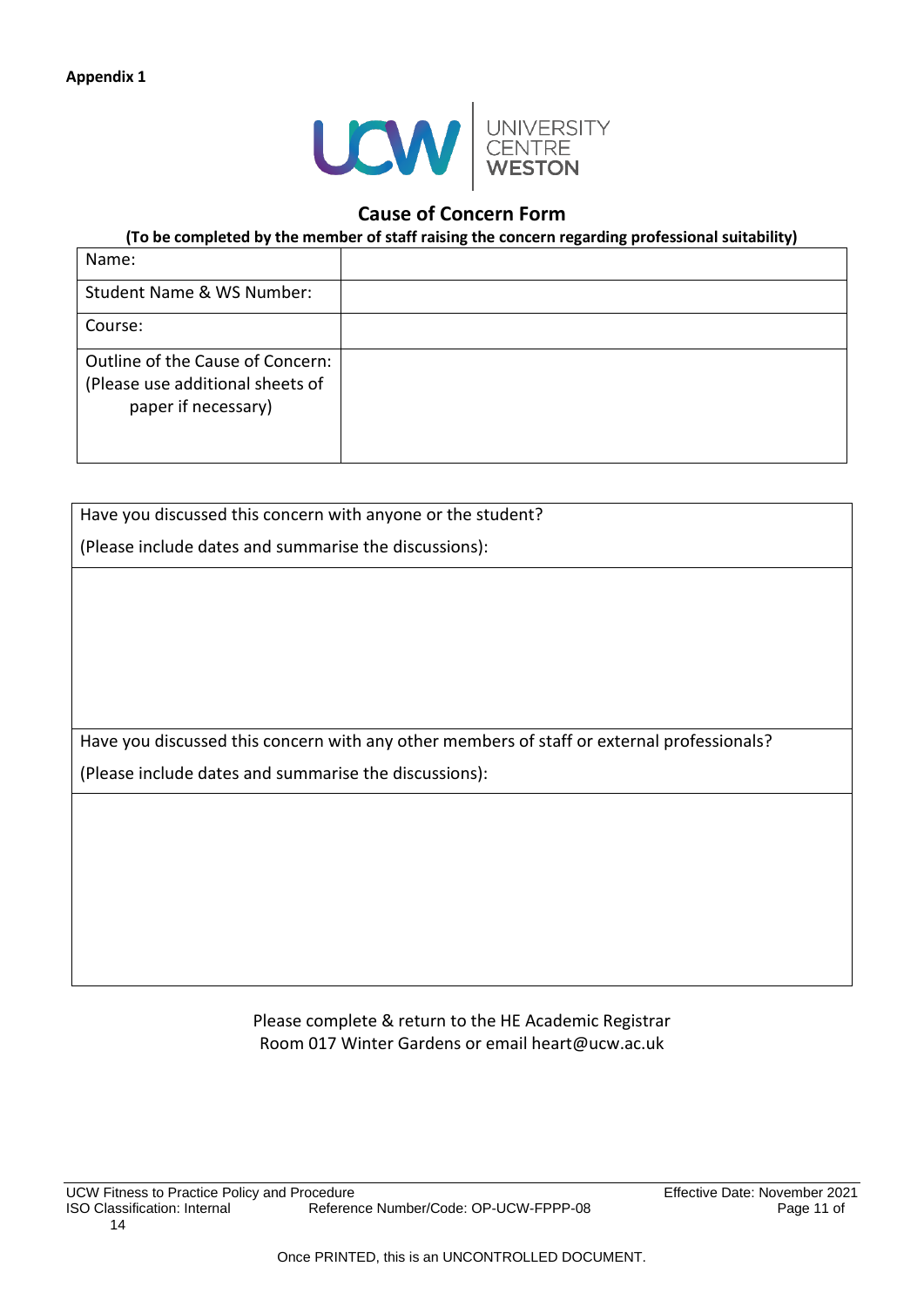**Appendix 1**

UCW | UNIVERSITY CENTRE WESTON

## Cause of Concern Form

**(To be completed by the member of staff raising the concern regarding professional suitability)**

| Name: | |
|---|---|
| Student Name & WS Number: | |
| Course: | |
| Outline of the Cause of Concern: (Please use additional sheets of paper if necessary) | |

| Have you discussed this concern with anyone or the student?<br>(Please include dates and summarise the discussions): |
|---|
| |
| Have you discussed this concern with any other members of staff or external professionals?<br>(Please include dates and summarise the discussions): |
| |

Please complete & return to the HE Academic Registrar
Room 017 Winter Gardens or email heart@ucw.ac.uk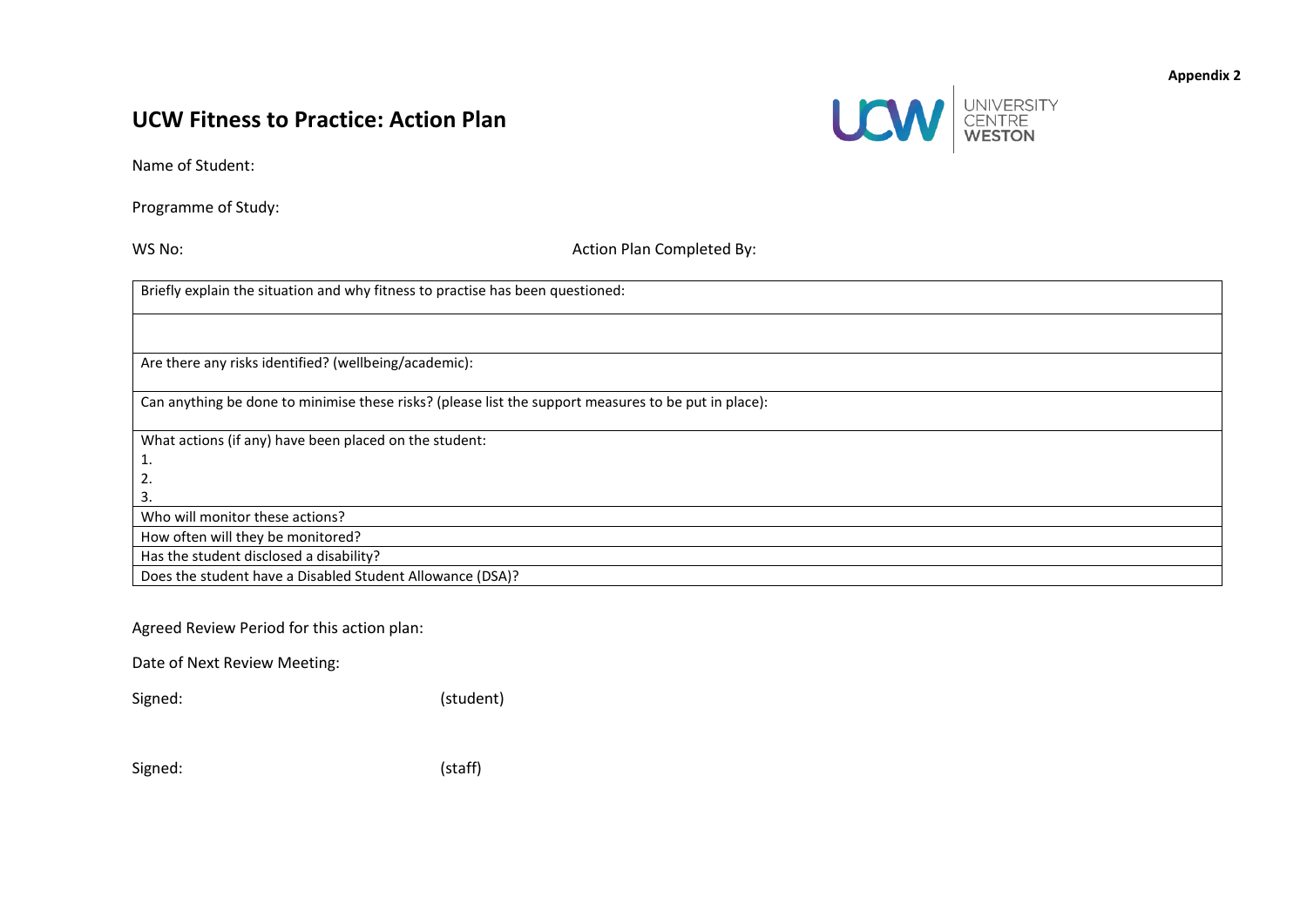Appendix 2

# UCW Fitness to Practice: Action Plan

Name of Student:

Programme of Study:

WS No: Action Plan Completed By:

| Briefly explain the situation and why fitness to practise has been questioned: |
|---|
| |
| Are there any risks identified? (wellbeing/academic): |
| Can anything be done to minimise these risks? (please list the support measures to be put in place): |
| What actions (if any) have been placed on the student:<br>1.<br>2.<br>3. |
| Who will monitor these actions? |
| How often will they be monitored? |
| Has the student disclosed a disability? |
| Does the student have a Disabled Student Allowance (DSA)? |

Agreed Review Period for this action plan:

Date of Next Review Meeting:

Signed: (student)

Signed: (staff)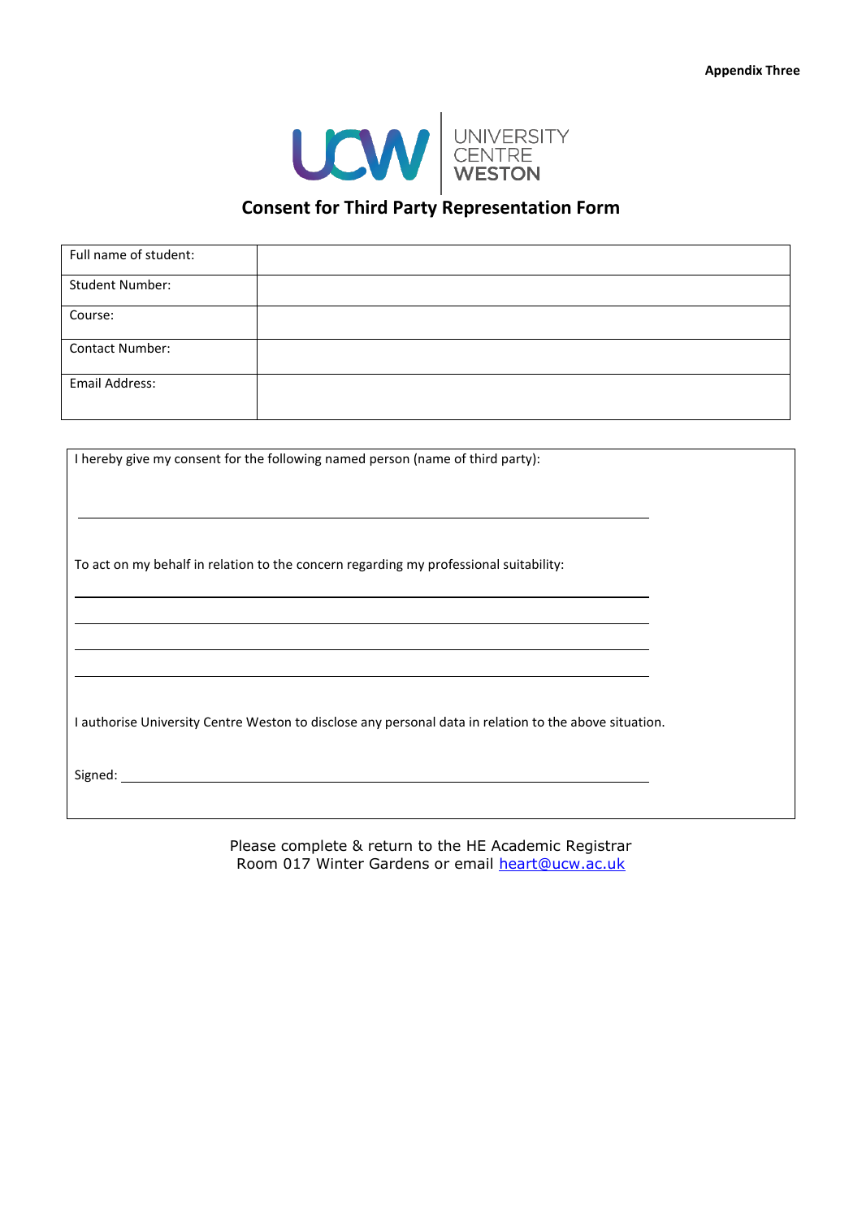**Appendix Three**

UCW | UNIVERSITY CENTRE WESTON

## Consent for Third Party Representation Form

| Full name of student: | |
|---|---|
| Student Number: | |
| Course: | |
| Contact Number: | |
| Email Address: | |

I hereby give my consent for the following named person (name of third party):

______________________________________________________________

To act on my behalf in relation to the concern regarding my professional suitability:

______________________________________________________________

______________________________________________________________

______________________________________________________________

______________________________________________________________

I authorise University Centre Weston to disclose any personal data in relation to the above situation.

Signed: ________________________________________________________

Please complete & return to the HE Academic Registrar
Room 017 Winter Gardens or email heart@ucw.ac.uk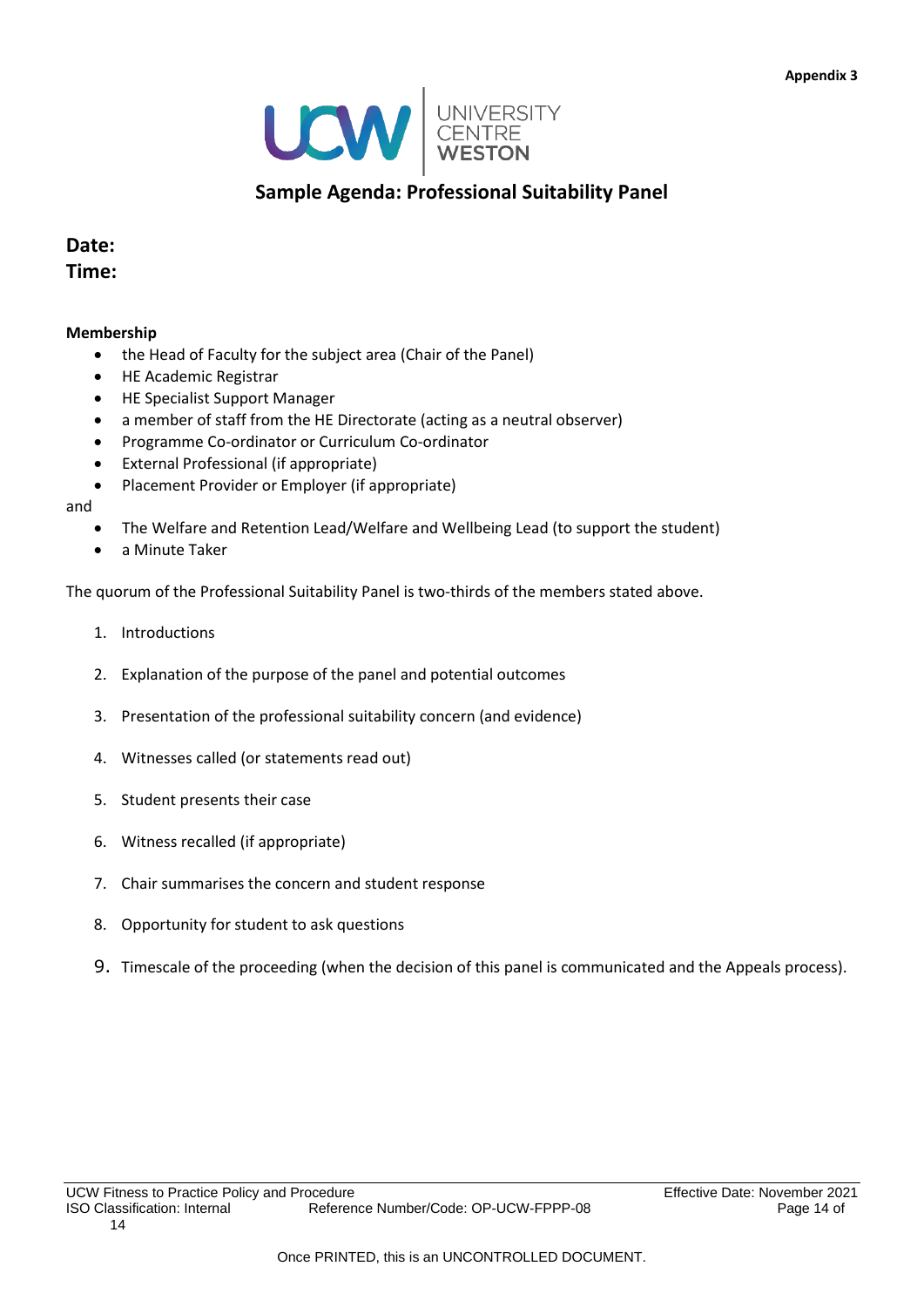Appendix 3

UCW | UNIVERSITY CENTRE WESTON

## Sample Agenda: Professional Suitability Panel

**Date:**
**Time:**

**Membership**

- the Head of Faculty for the subject area (Chair of the Panel)
- HE Academic Registrar
- HE Specialist Support Manager
- a member of staff from the HE Directorate (acting as a neutral observer)
- Programme Co-ordinator or Curriculum Co-ordinator
- External Professional (if appropriate)
- Placement Provider or Employer (if appropriate)

and

- The Welfare and Retention Lead/Welfare and Wellbeing Lead (to support the student)
- a Minute Taker

The quorum of the Professional Suitability Panel is two-thirds of the members stated above.

1. Introductions
2. Explanation of the purpose of the panel and potential outcomes
3. Presentation of the professional suitability concern (and evidence)
4. Witnesses called (or statements read out)
5. Student presents their case
6. Witness recalled (if appropriate)
7. Chair summarises the concern and student response
8. Opportunity for student to ask questions
9. Timescale of the proceeding (when the decision of this panel is communicated and the Appeals process).